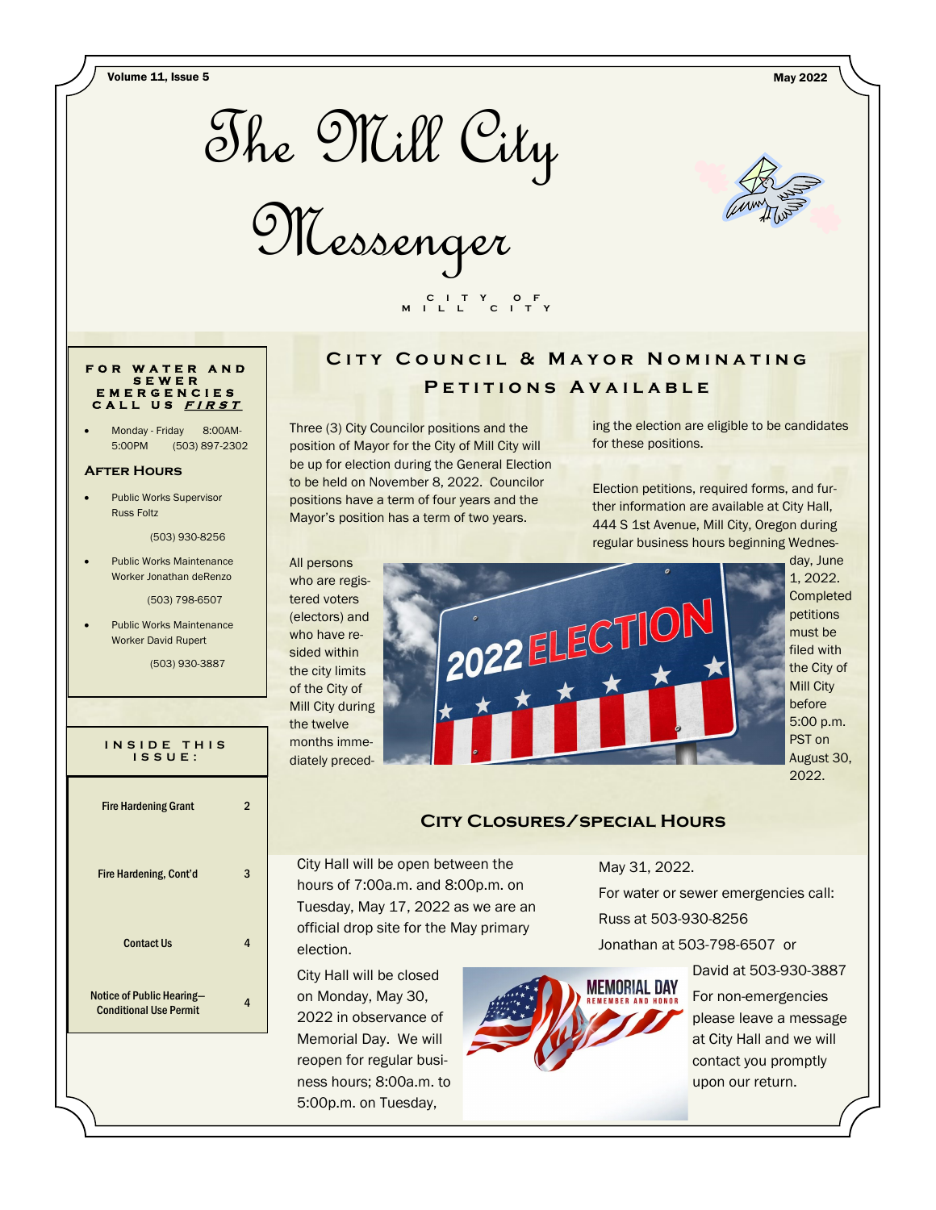# The Mill City Messenger

CITY OF MILL CITY

### FOR WATER AND SEWER EMERGENCIES CALL US ***FIRST***

- Monday - Friday 8:00AM-5:00PM (503) 897-2302

### After Hours

- Public Works Supervisor Russ Foltz

  (503) 930-8256

- Public Works Maintenance Worker Jonathan deRenzo

  (503) 798-6507

- Public Works Maintenance Worker David Rupert

  (503) 930-3887

### INSIDE THIS ISSUE:

| | |
|---|---|
| Fire Hardening Grant | 2 |
| Fire Hardening, Cont'd | 3 |
| Contact Us | 4 |
| Notice of Public Hearing—Conditional Use Permit | 4 |

## City Council & Mayor Nominating Petitions Available

Three (3) City Councilor positions and the position of Mayor for the City of Mill City will be up for election during the General Election to be held on November 8, 2022. Councilor positions have a term of four years and the Mayor's position has a term of two years.

All persons who are registered voters (electors) and who have resided within the city limits of the City of Mill City during the twelve months immediately preceding the election are eligible to be candidates for these positions.

Election petitions, required forms, and further information are available at City Hall, 444 S 1st Avenue, Mill City, Oregon during regular business hours beginning Wednesday, June 1, 2022. Completed petitions must be filed with the City of Mill City before 5:00 p.m. PST on August 30, 2022.

## City Closures/special Hours

City Hall will be open between the hours of 7:00a.m. and 8:00p.m. on Tuesday, May 17, 2022 as we are an official drop site for the May primary election.

City Hall will be closed on Monday, May 30, 2022 in observance of Memorial Day. We will reopen for regular business hours; 8:00a.m. to 5:00p.m. on Tuesday, May 31, 2022.

For water or sewer emergencies call:

Russ at 503-930-8256

Jonathan at 503-798-6507 or

David at 503-930-3887

For non-emergencies please leave a message at City Hall and we will contact you promptly upon our return.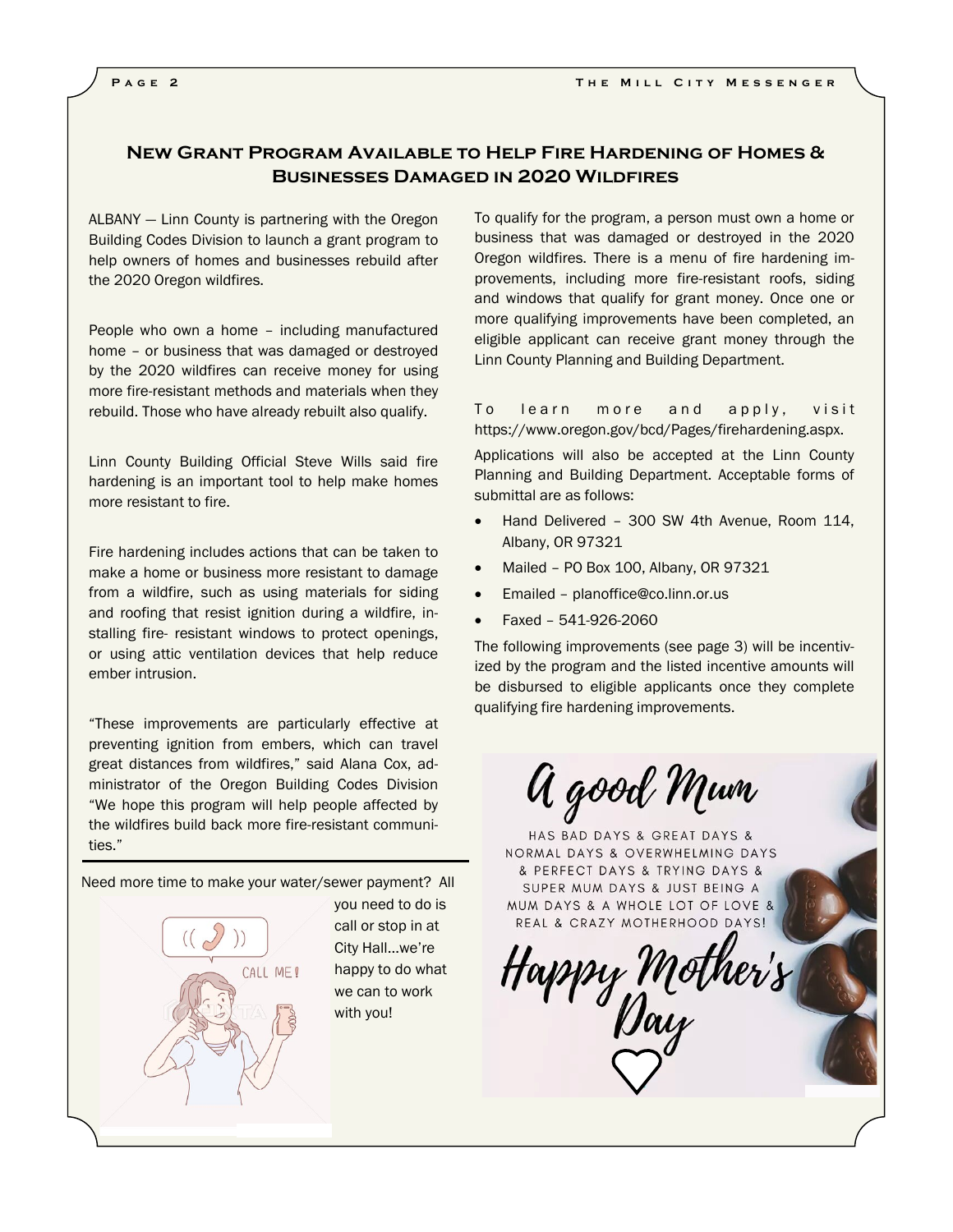## New Grant Program Available to Help Fire Hardening of Homes & Businesses Damaged in 2020 Wildfires

ALBANY — Linn County is partnering with the Oregon Building Codes Division to launch a grant program to help owners of homes and businesses rebuild after the 2020 Oregon wildfires.

People who own a home – including manufactured home – or business that was damaged or destroyed by the 2020 wildfires can receive money for using more fire-resistant methods and materials when they rebuild. Those who have already rebuilt also qualify.

Linn County Building Official Steve Wills said fire hardening is an important tool to help make homes more resistant to fire.

Fire hardening includes actions that can be taken to make a home or business more resistant to damage from a wildfire, such as using materials for siding and roofing that resist ignition during a wildfire, installing fire- resistant windows to protect openings, or using attic ventilation devices that help reduce ember intrusion.

"These improvements are particularly effective at preventing ignition from embers, which can travel great distances from wildfires," said Alana Cox, administrator of the Oregon Building Codes Division "We hope this program will help people affected by the wildfires build back more fire-resistant communities."

To qualify for the program, a person must own a home or business that was damaged or destroyed in the 2020 Oregon wildfires. There is a menu of fire hardening improvements, including more fire-resistant roofs, siding and windows that qualify for grant money. Once one or more qualifying improvements have been completed, an eligible applicant can receive grant money through the Linn County Planning and Building Department.

To learn more and apply, visit https://www.oregon.gov/bcd/Pages/firehardening.aspx.

Applications will also be accepted at the Linn County Planning and Building Department. Acceptable forms of submittal are as follows:

- Hand Delivered – 300 SW 4th Avenue, Room 114, Albany, OR 97321
- Mailed – PO Box 100, Albany, OR 97321
- Emailed – planoffice@co.linn.or.us
- Faxed – 541-926-2060

The following improvements (see page 3) will be incentivized by the program and the listed incentive amounts will be disbursed to eligible applicants once they complete qualifying fire hardening improvements.

---

Need more time to make your water/sewer payment? All you need to do is call or stop in at City Hall…we're happy to do what we can to work with you!

A good Mum has bad days & great days & normal days & overwhelming days & perfect days & trying days & super mum days & just being a mum days & a whole lot of love & real & crazy motherhood days!

Happy Mother's Day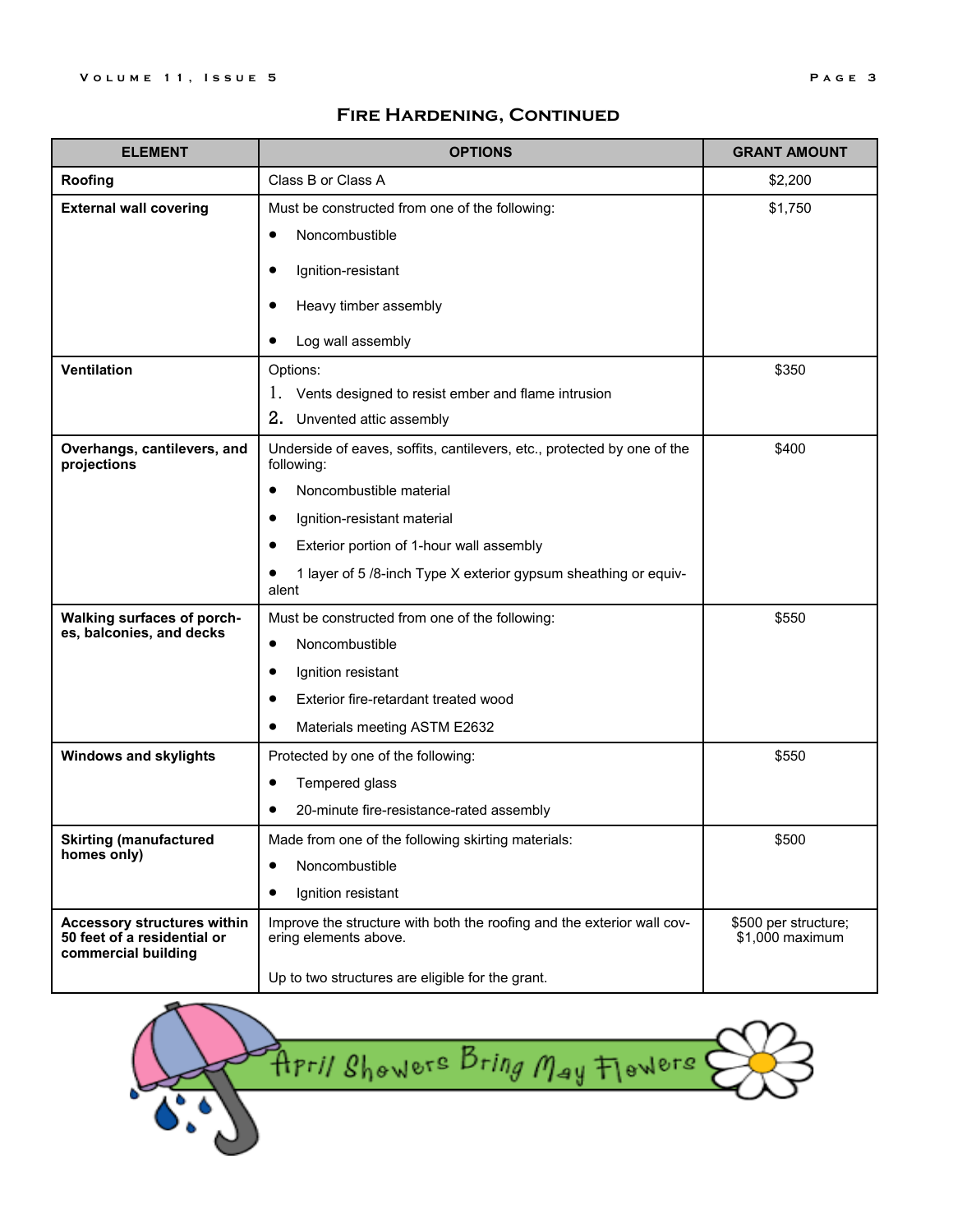## Fire Hardening, Continued

| ELEMENT | OPTIONS | GRANT AMOUNT |
|---|---|---|
| **Roofing** | Class B or Class A | $2,200 |
| **External wall covering** | Must be constructed from one of the following:<br>• Noncombustible<br>• Ignition-resistant<br>• Heavy timber assembly<br>• Log wall assembly | $1,750 |
| **Ventilation** | Options:<br>1. Vents designed to resist ember and flame intrusion<br>2. Unvented attic assembly | $350 |
| **Overhangs, cantilevers, and projections** | Underside of eaves, soffits, cantilevers, etc., protected by one of the following:<br>• Noncombustible material<br>• Ignition-resistant material<br>• Exterior portion of 1-hour wall assembly<br>• 1 layer of 5 /8-inch Type X exterior gypsum sheathing or equivalent | $400 |
| **Walking surfaces of porches, balconies, and decks** | Must be constructed from one of the following:<br>• Noncombustible<br>• Ignition resistant<br>• Exterior fire-retardant treated wood<br>• Materials meeting ASTM E2632 | $550 |
| **Windows and skylights** | Protected by one of the following:<br>• Tempered glass<br>• 20-minute fire-resistance-rated assembly | $550 |
| **Skirting (manufactured homes only)** | Made from one of the following skirting materials:<br>• Noncombustible<br>• Ignition resistant | $500 |
| **Accessory structures within 50 feet of a residential or commercial building** | Improve the structure with both the roofing and the exterior wall covering elements above.<br><br>Up to two structures are eligible for the grant. | $500 per structure; $1,000 maximum |

April Showers Bring May Flowers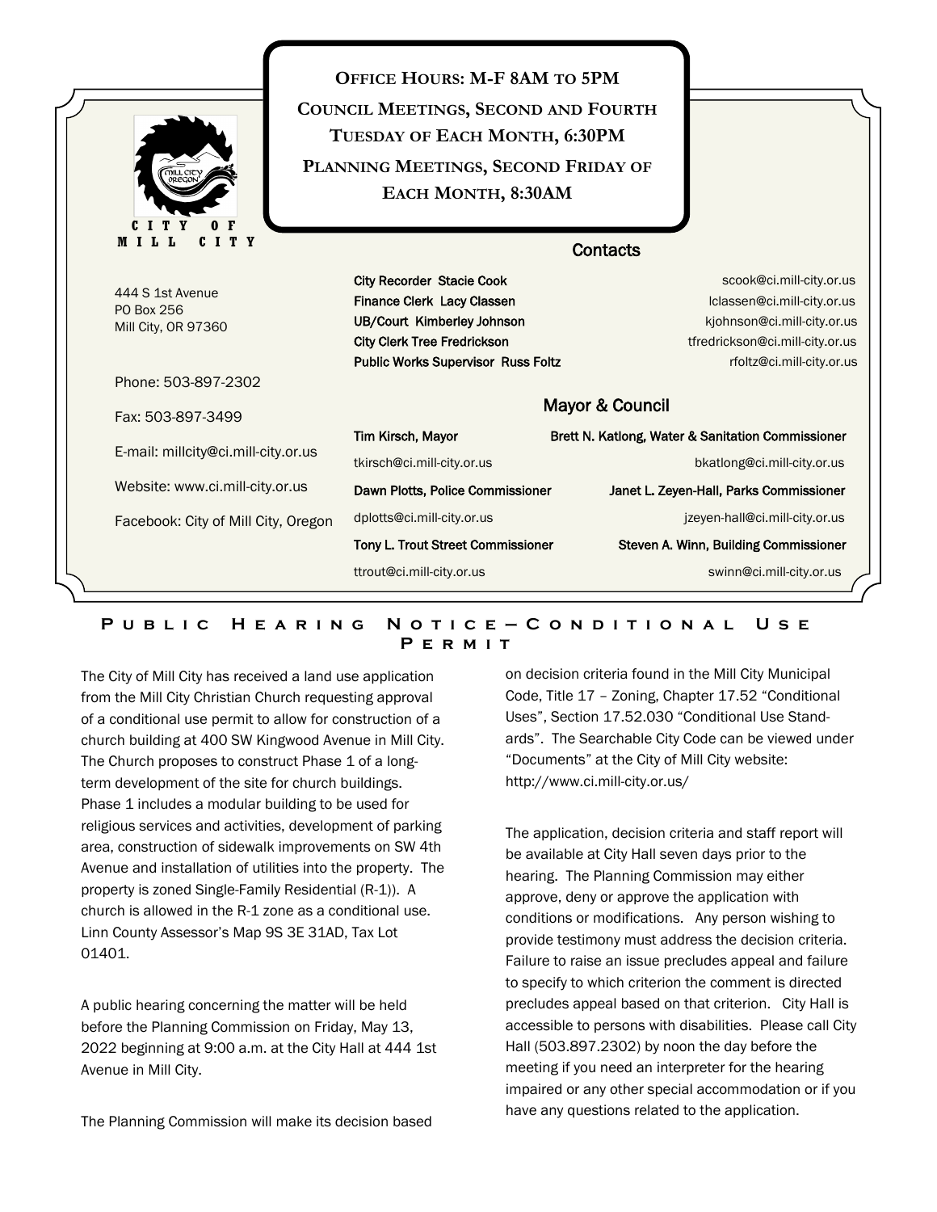**OFFICE HOURS: M-F 8AM TO 5PM**

**COUNCIL MEETINGS, SECOND AND FOURTH TUESDAY OF EACH MONTH, 6:30PM**

**PLANNING MEETINGS, SECOND FRIDAY OF EACH MONTH, 8:30AM**

CITY OF MILL CITY

444 S 1st Avenue
PO Box 256
Mill City, OR 97360

Phone: 503-897-2302

Fax: 503-897-3499

E-mail: millcity@ci.mill-city.or.us

Website: www.ci.mill-city.or.us

Facebook: City of Mill City, Oregon

## Contacts

| | |
|---|---|
| **City Recorder Stacie Cook** | scook@ci.mill-city.or.us |
| **Finance Clerk Lacy Classen** | lclassen@ci.mill-city.or.us |
| **UB/Court Kimberley Johnson** | kjohnson@ci.mill-city.or.us |
| **City Clerk Tree Fredrickson** | tfredrickson@ci.mill-city.or.us |
| **Public Works Supervisor Russ Foltz** | rfoltz@ci.mill-city.or.us |

## Mayor & Council

| | |
|---|---|
| **Tim Kirsch, Mayor** | **Brett N. Katlong, Water & Sanitation Commissioner** |
| tkirsch@ci.mill-city.or.us | bkatlong@ci.mill-city.or.us |
| **Dawn Plotts, Police Commissioner** | **Janet L. Zeyen-Hall, Parks Commissioner** |
| dplotts@ci.mill-city.or.us | jzeyen-hall@ci.mill-city.or.us |
| **Tony L. Trout Street Commissioner** | **Steven A. Winn, Building Commissioner** |
| ttrout@ci.mill-city.or.us | swinn@ci.mill-city.or.us |

## Public Hearing Notice—Conditional Use Permit

The City of Mill City has received a land use application from the Mill City Christian Church requesting approval of a conditional use permit to allow for construction of a church building at 400 SW Kingwood Avenue in Mill City. The Church proposes to construct Phase 1 of a long-term development of the site for church buildings. Phase 1 includes a modular building to be used for religious services and activities, development of parking area, construction of sidewalk improvements on SW 4th Avenue and installation of utilities into the property. The property is zoned Single-Family Residential (R-1)). A church is allowed in the R-1 zone as a conditional use. Linn County Assessor's Map 9S 3E 31AD, Tax Lot 01401.

A public hearing concerning the matter will be held before the Planning Commission on Friday, May 13, 2022 beginning at 9:00 a.m. at the City Hall at 444 1st Avenue in Mill City.

The Planning Commission will make its decision based on decision criteria found in the Mill City Municipal Code, Title 17 – Zoning, Chapter 17.52 "Conditional Uses", Section 17.52.030 "Conditional Use Standards". The Searchable City Code can be viewed under "Documents" at the City of Mill City website: http://www.ci.mill-city.or.us/

The application, decision criteria and staff report will be available at City Hall seven days prior to the hearing. The Planning Commission may either approve, deny or approve the application with conditions or modifications. Any person wishing to provide testimony must address the decision criteria. Failure to raise an issue precludes appeal and failure to specify to which criterion the comment is directed precludes appeal based on that criterion. City Hall is accessible to persons with disabilities. Please call City Hall (503.897.2302) by noon the day before the meeting if you need an interpreter for the hearing impaired or any other special accommodation or if you have any questions related to the application.